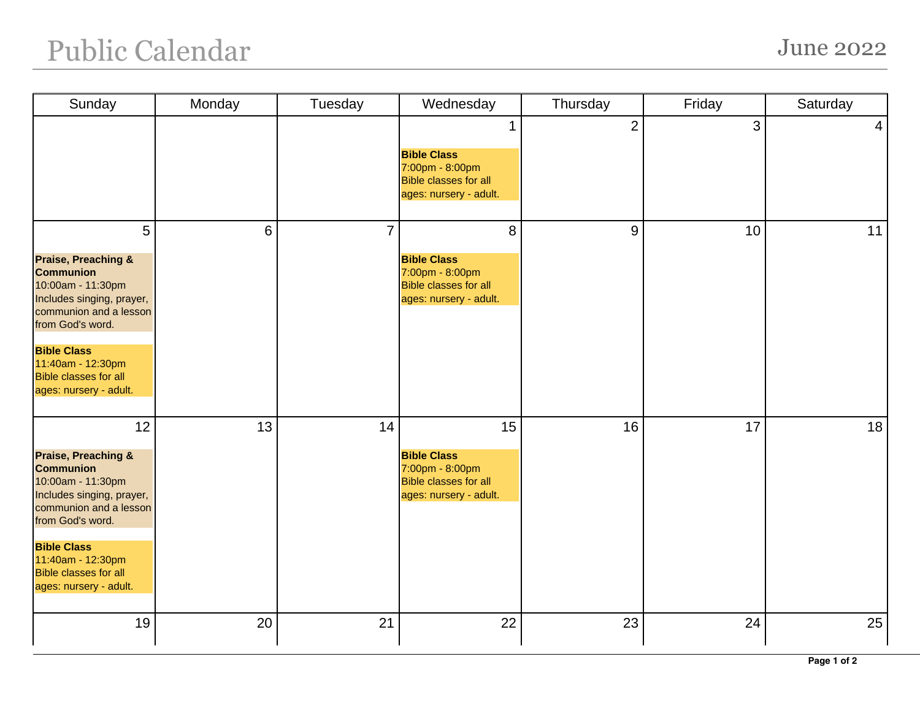# Public Calendar

## June 2022

| Sunday | Monday | Tuesday | Wednesday | Thursday | Friday | Saturday |
|---|---|---|---|---|---|---|
| | | | 1<br><br>**Bible Class**<br>7:00pm - 8:00pm<br>Bible classes for all ages: nursery - adult. | 2 | 3 | 4 |
| 5<br><br>**Praise, Preaching & Communion**<br>10:00am - 11:30pm<br>Includes singing, prayer, communion and a lesson from God's word.<br><br>**Bible Class**<br>11:40am - 12:30pm<br>Bible classes for all ages: nursery - adult. | 6 | 7 | 8<br><br>**Bible Class**<br>7:00pm - 8:00pm<br>Bible classes for all ages: nursery - adult. | 9 | 10 | 11 |
| 12<br><br>**Praise, Preaching & Communion**<br>10:00am - 11:30pm<br>Includes singing, prayer, communion and a lesson from God's word.<br><br>**Bible Class**<br>11:40am - 12:30pm<br>Bible classes for all ages: nursery - adult. | 13 | 14 | 15<br><br>**Bible Class**<br>7:00pm - 8:00pm<br>Bible classes for all ages: nursery - adult. | 16 | 17 | 18 |
| 19 | 20 | 21 | 22 | 23 | 24 | 25 |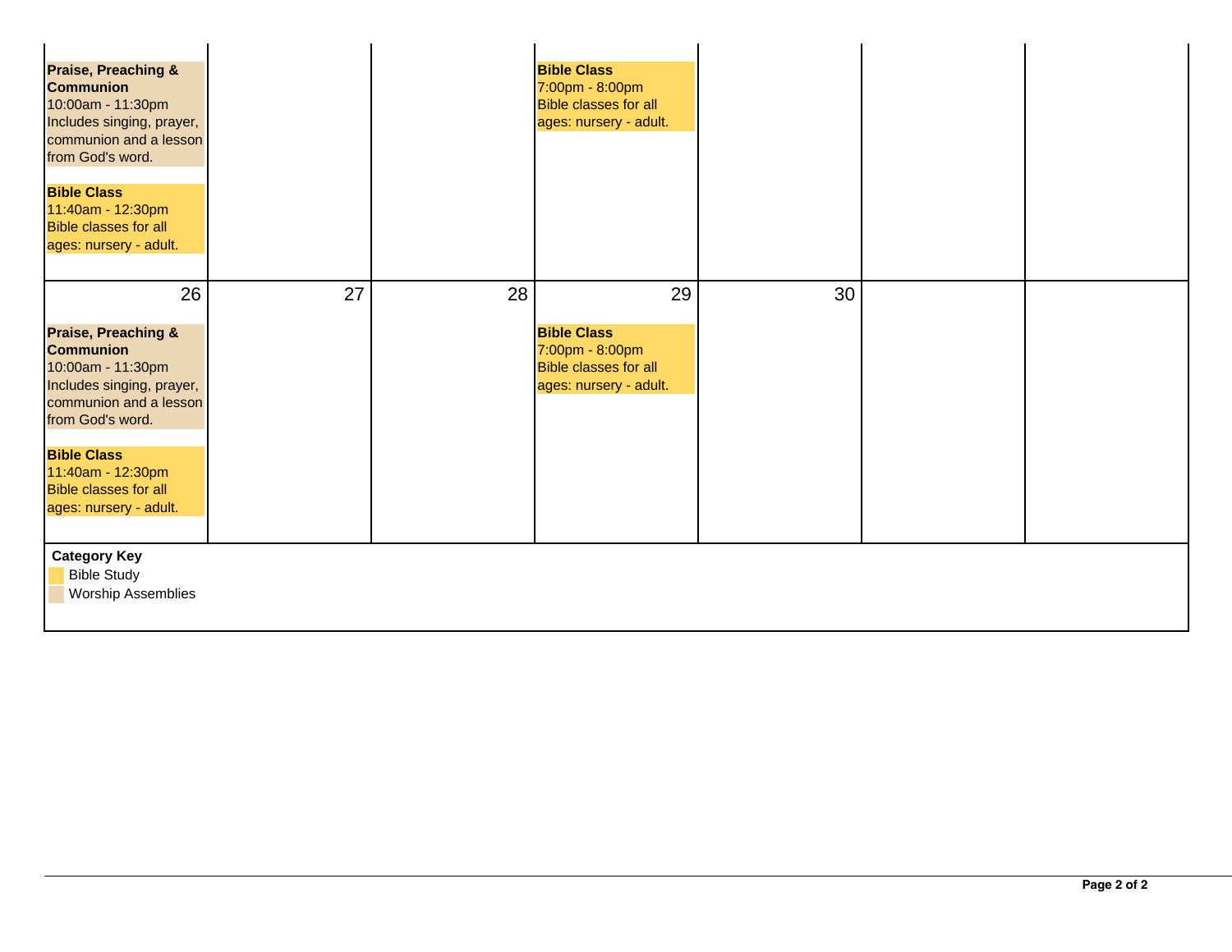| | | | | | | |
|---|---|---|---|---|---|---|
| **Praise, Preaching & Communion**<br>10:00am - 11:30pm<br>Includes singing, prayer, communion and a lesson from God's word.<br><br>**Bible Class**<br>11:40am - 12:30pm<br>Bible classes for all ages: nursery - adult. | | | **Bible Class**<br>7:00pm - 8:00pm<br>Bible classes for all ages: nursery - adult. | | | |
| 26<br><br>**Praise, Preaching & Communion**<br>10:00am - 11:30pm<br>Includes singing, prayer, communion and a lesson from God's word.<br><br>**Bible Class**<br>11:40am - 12:30pm<br>Bible classes for all ages: nursery - adult. | 27 | 28 | 29<br><br>**Bible Class**<br>7:00pm - 8:00pm<br>Bible classes for all ages: nursery - adult. | 30 | | |

**Category Key**

- Bible Study
- Worship Assemblies